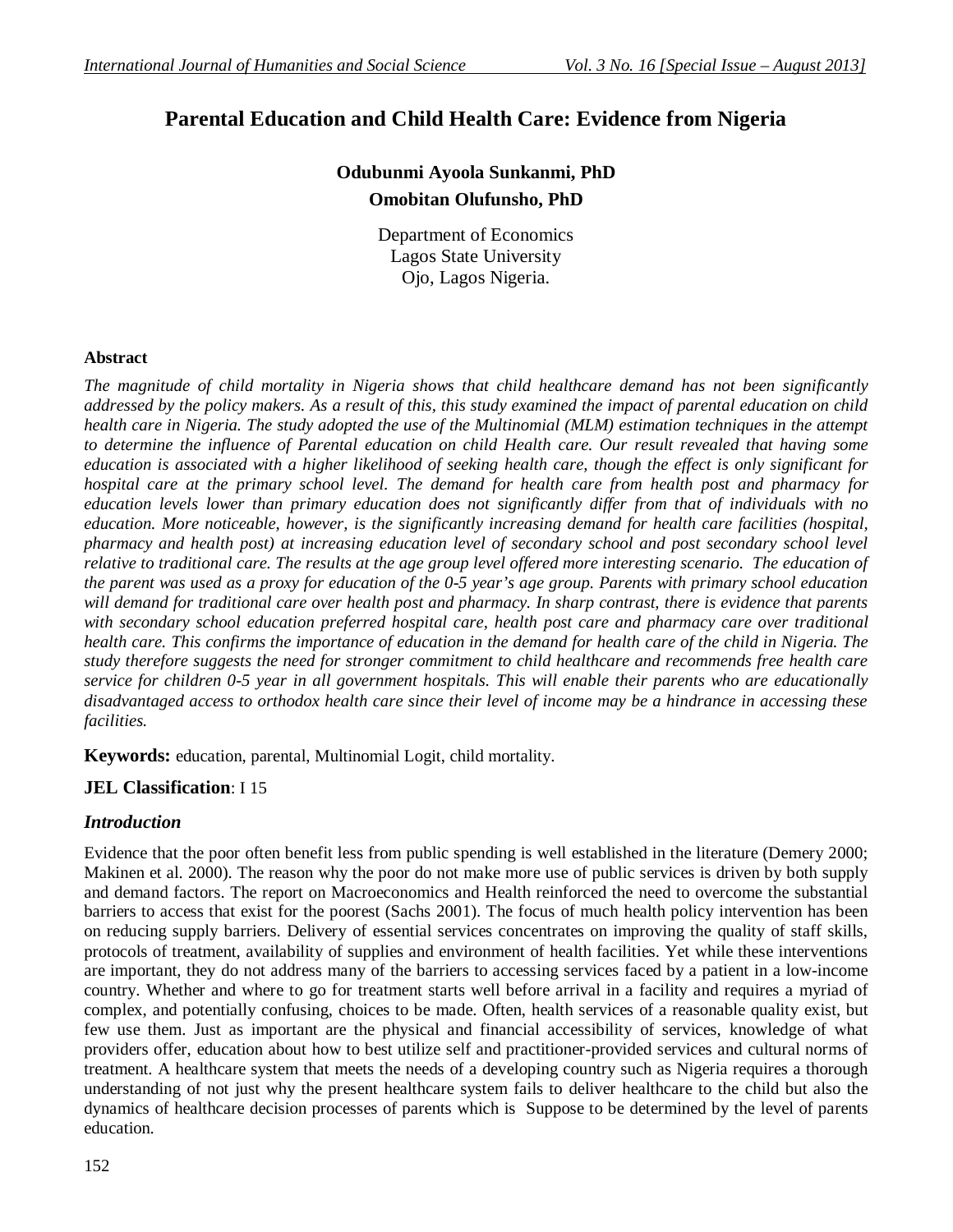# Parental Education and Child Health Care: Evidence from Nigeria

**Odubunmi Ayoola Sunkanmi, PhD**

**Omobitan Olufunsho, PhD**

Department of Economics
Lagos State University
Ojo, Lagos Nigeria.

## Abstract

*The magnitude of child mortality in Nigeria shows that child healthcare demand has not been significantly addressed by the policy makers. As a result of this, this study examined the impact of parental education on child health care in Nigeria. The study adopted the use of the Multinomial (MLM) estimation techniques in the attempt to determine the influence of Parental education on child Health care. Our result revealed that having some education is associated with a higher likelihood of seeking health care, though the effect is only significant for hospital care at the primary school level. The demand for health care from health post and pharmacy for education levels lower than primary education does not significantly differ from that of individuals with no education. More noticeable, however, is the significantly increasing demand for health care facilities (hospital, pharmacy and health post) at increasing education level of secondary school and post secondary school level relative to traditional care. The results at the age group level offered more interesting scenario. The education of the parent was used as a proxy for education of the 0-5 year's age group. Parents with primary school education will demand for traditional care over health post and pharmacy. In sharp contrast, there is evidence that parents with secondary school education preferred hospital care, health post care and pharmacy care over traditional health care. This confirms the importance of education in the demand for health care of the child in Nigeria. The study therefore suggests the need for stronger commitment to child healthcare and recommends free health care service for children 0-5 year in all government hospitals. This will enable their parents who are educationally disadvantaged access to orthodox health care since their level of income may be a hindrance in accessing these facilities.*

**Keywords:** education, parental, Multinomial Logit, child mortality.

**JEL Classification**: I 15

## *Introduction*

Evidence that the poor often benefit less from public spending is well established in the literature (Demery 2000; Makinen et al. 2000). The reason why the poor do not make more use of public services is driven by both supply and demand factors. The report on Macroeconomics and Health reinforced the need to overcome the substantial barriers to access that exist for the poorest (Sachs 2001). The focus of much health policy intervention has been on reducing supply barriers. Delivery of essential services concentrates on improving the quality of staff skills, protocols of treatment, availability of supplies and environment of health facilities. Yet while these interventions are important, they do not address many of the barriers to accessing services faced by a patient in a low-income country. Whether and where to go for treatment starts well before arrival in a facility and requires a myriad of complex, and potentially confusing, choices to be made. Often, health services of a reasonable quality exist, but few use them. Just as important are the physical and financial accessibility of services, knowledge of what providers offer, education about how to best utilize self and practitioner-provided services and cultural norms of treatment. A healthcare system that meets the needs of a developing country such as Nigeria requires a thorough understanding of not just why the present healthcare system fails to deliver healthcare to the child but also the dynamics of healthcare decision processes of parents which is Suppose to be determined by the level of parents education.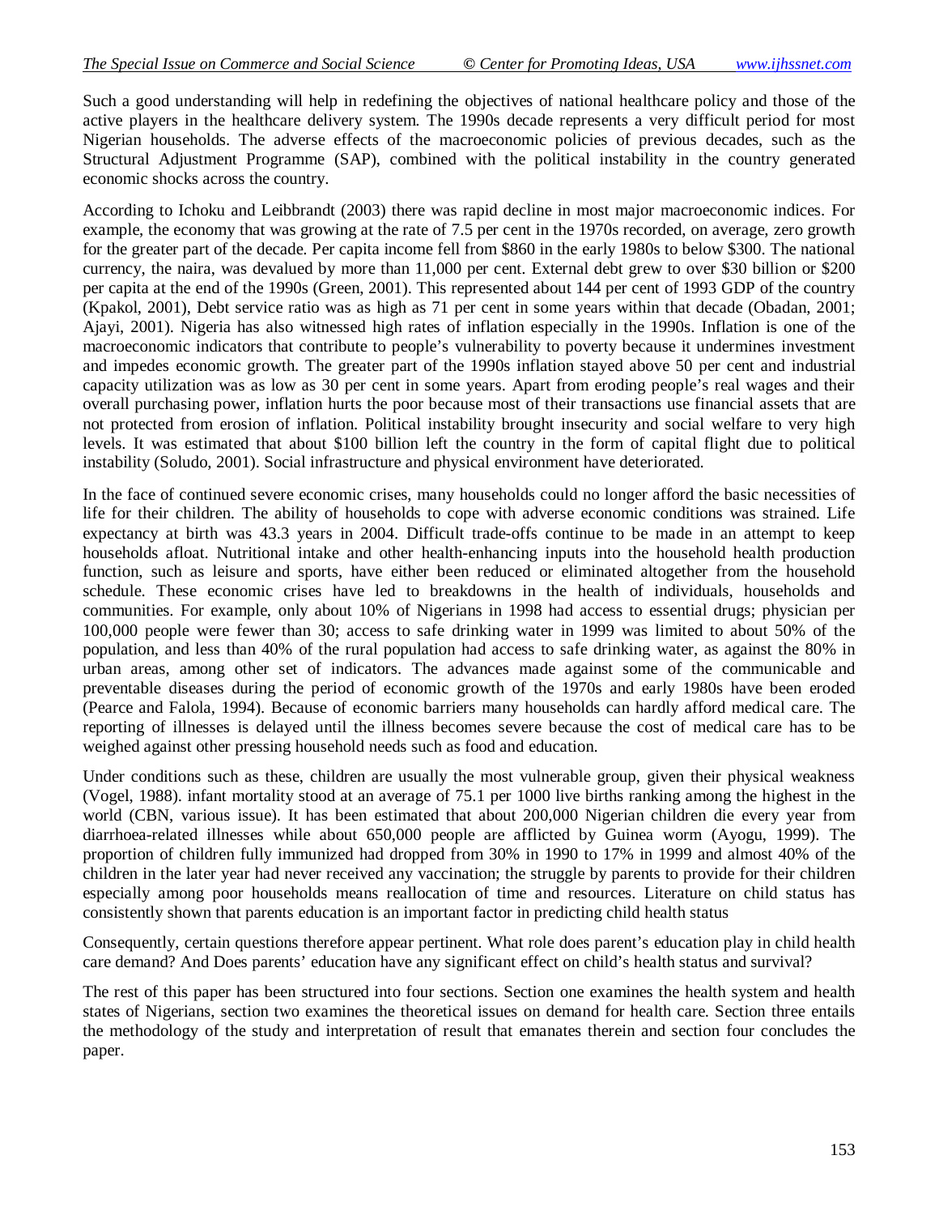Such a good understanding will help in redefining the objectives of national healthcare policy and those of the active players in the healthcare delivery system. The 1990s decade represents a very difficult period for most Nigerian households. The adverse effects of the macroeconomic policies of previous decades, such as the Structural Adjustment Programme (SAP), combined with the political instability in the country generated economic shocks across the country.

According to Ichoku and Leibbrandt (2003) there was rapid decline in most major macroeconomic indices. For example, the economy that was growing at the rate of 7.5 per cent in the 1970s recorded, on average, zero growth for the greater part of the decade. Per capita income fell from $860 in the early 1980s to below $300. The national currency, the naira, was devalued by more than 11,000 per cent. External debt grew to over $30 billion or $200 per capita at the end of the 1990s (Green, 2001). This represented about 144 per cent of 1993 GDP of the country (Kpakol, 2001), Debt service ratio was as high as 71 per cent in some years within that decade (Obadan, 2001; Ajayi, 2001). Nigeria has also witnessed high rates of inflation especially in the 1990s. Inflation is one of the macroeconomic indicators that contribute to people's vulnerability to poverty because it undermines investment and impedes economic growth. The greater part of the 1990s inflation stayed above 50 per cent and industrial capacity utilization was as low as 30 per cent in some years. Apart from eroding people's real wages and their overall purchasing power, inflation hurts the poor because most of their transactions use financial assets that are not protected from erosion of inflation. Political instability brought insecurity and social welfare to very high levels. It was estimated that about $100 billion left the country in the form of capital flight due to political instability (Soludo, 2001). Social infrastructure and physical environment have deteriorated.

In the face of continued severe economic crises, many households could no longer afford the basic necessities of life for their children. The ability of households to cope with adverse economic conditions was strained. Life expectancy at birth was 43.3 years in 2004. Difficult trade-offs continue to be made in an attempt to keep households afloat. Nutritional intake and other health-enhancing inputs into the household health production function, such as leisure and sports, have either been reduced or eliminated altogether from the household schedule. These economic crises have led to breakdowns in the health of individuals, households and communities. For example, only about 10% of Nigerians in 1998 had access to essential drugs; physician per 100,000 people were fewer than 30; access to safe drinking water in 1999 was limited to about 50% of the population, and less than 40% of the rural population had access to safe drinking water, as against the 80% in urban areas, among other set of indicators. The advances made against some of the communicable and preventable diseases during the period of economic growth of the 1970s and early 1980s have been eroded (Pearce and Falola, 1994). Because of economic barriers many households can hardly afford medical care. The reporting of illnesses is delayed until the illness becomes severe because the cost of medical care has to be weighed against other pressing household needs such as food and education.

Under conditions such as these, children are usually the most vulnerable group, given their physical weakness (Vogel, 1988). infant mortality stood at an average of 75.1 per 1000 live births ranking among the highest in the world (CBN, various issue). It has been estimated that about 200,000 Nigerian children die every year from diarrhoea-related illnesses while about 650,000 people are afflicted by Guinea worm (Ayogu, 1999). The proportion of children fully immunized had dropped from 30% in 1990 to 17% in 1999 and almost 40% of the children in the later year had never received any vaccination; the struggle by parents to provide for their children especially among poor households means reallocation of time and resources. Literature on child status has consistently shown that parents education is an important factor in predicting child health status

Consequently, certain questions therefore appear pertinent. What role does parent's education play in child health care demand? And Does parents' education have any significant effect on child's health status and survival?

The rest of this paper has been structured into four sections. Section one examines the health system and health states of Nigerians, section two examines the theoretical issues on demand for health care. Section three entails the methodology of the study and interpretation of result that emanates therein and section four concludes the paper.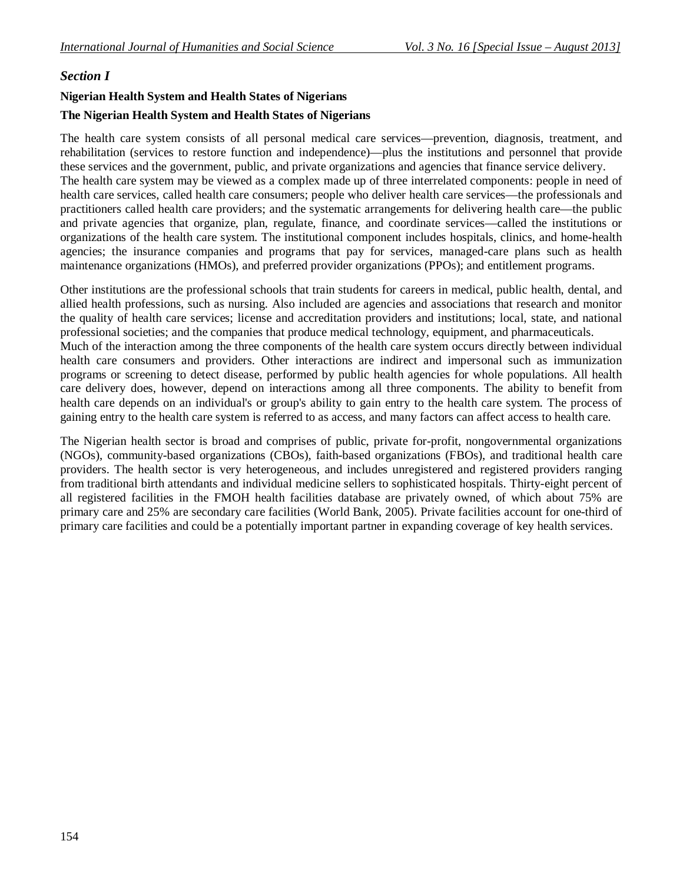## *Section I*

### Nigerian Health System and Health States of Nigerians

### The Nigerian Health System and Health States of Nigerians

The health care system consists of all personal medical care services—prevention, diagnosis, treatment, and rehabilitation (services to restore function and independence)—plus the institutions and personnel that provide these services and the government, public, and private organizations and agencies that finance service delivery. The health care system may be viewed as a complex made up of three interrelated components: people in need of health care services, called health care consumers; people who deliver health care services—the professionals and practitioners called health care providers; and the systematic arrangements for delivering health care—the public and private agencies that organize, plan, regulate, finance, and coordinate services—called the institutions or organizations of the health care system. The institutional component includes hospitals, clinics, and home-health agencies; the insurance companies and programs that pay for services, managed-care plans such as health maintenance organizations (HMOs), and preferred provider organizations (PPOs); and entitlement programs.

Other institutions are the professional schools that train students for careers in medical, public health, dental, and allied health professions, such as nursing. Also included are agencies and associations that research and monitor the quality of health care services; license and accreditation providers and institutions; local, state, and national professional societies; and the companies that produce medical technology, equipment, and pharmaceuticals. Much of the interaction among the three components of the health care system occurs directly between individual health care consumers and providers. Other interactions are indirect and impersonal such as immunization programs or screening to detect disease, performed by public health agencies for whole populations. All health care delivery does, however, depend on interactions among all three components. The ability to benefit from health care depends on an individual's or group's ability to gain entry to the health care system. The process of gaining entry to the health care system is referred to as access, and many factors can affect access to health care.

The Nigerian health sector is broad and comprises of public, private for-profit, nongovernmental organizations (NGOs), community-based organizations (CBOs), faith-based organizations (FBOs), and traditional health care providers. The health sector is very heterogeneous, and includes unregistered and registered providers ranging from traditional birth attendants and individual medicine sellers to sophisticated hospitals. Thirty-eight percent of all registered facilities in the FMOH health facilities database are privately owned, of which about 75% are primary care and 25% are secondary care facilities (World Bank, 2005). Private facilities account for one-third of primary care facilities and could be a potentially important partner in expanding coverage of key health services.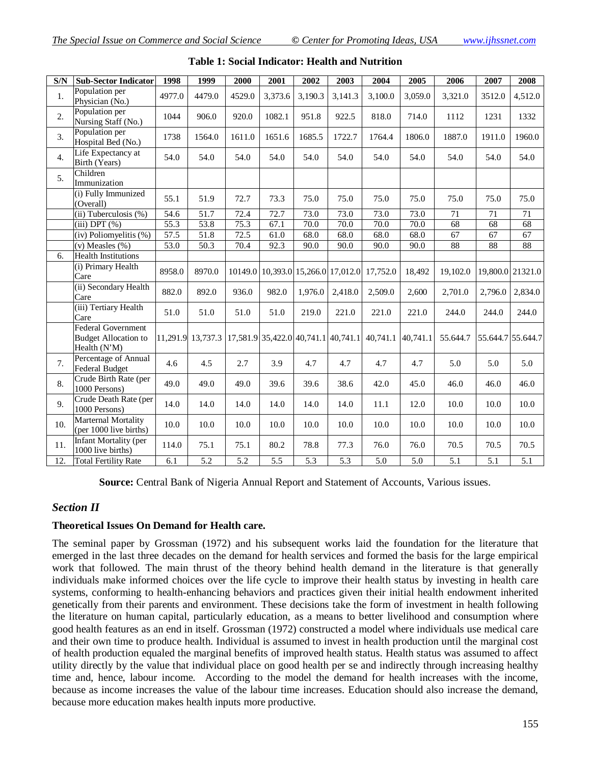**Table 1: Social Indicator: Health and Nutrition**

| S/N | Sub-Sector Indicator | 1998 | 1999 | 2000 | 2001 | 2002 | 2003 | 2004 | 2005 | 2006 | 2007 | 2008 |
|---|---|---|---|---|---|---|---|---|---|---|---|---|
| 1. | Population per Physician (No.) | 4977.0 | 4479.0 | 4529.0 | 3,373.6 | 3,190.3 | 3,141.3 | 3,100.0 | 3,059.0 | 3,321.0 | 3512.0 | 4,512.0 |
| 2. | Population per Nursing Staff (No.) | 1044 | 906.0 | 920.0 | 1082.1 | 951.8 | 922.5 | 818.0 | 714.0 | 1112 | 1231 | 1332 |
| 3. | Population per Hospital Bed (No.) | 1738 | 1564.0 | 1611.0 | 1651.6 | 1685.5 | 1722.7 | 1764.4 | 1806.0 | 1887.0 | 1911.0 | 1960.0 |
| 4. | Life Expectancy at Birth (Years) | 54.0 | 54.0 | 54.0 | 54.0 | 54.0 | 54.0 | 54.0 | 54.0 | 54.0 | 54.0 | 54.0 |
| 5. | Children Immunization | | | | | | | | | | | |
| | (i) Fully Immunized (Overall) | 55.1 | 51.9 | 72.7 | 73.3 | 75.0 | 75.0 | 75.0 | 75.0 | 75.0 | 75.0 | 75.0 |
| | (ii) Tuberculosis (%) | 54.6 | 51.7 | 72.4 | 72.7 | 73.0 | 73.0 | 73.0 | 73.0 | 71 | 71 | 71 |
| | (iii) DPT (%) | 55.3 | 53.8 | 75.3 | 67.1 | 70.0 | 70.0 | 70.0 | 70.0 | 68 | 68 | 68 |
| | (iv) Poliomyelitis (%) | 57.5 | 51.8 | 72.5 | 61.0 | 68.0 | 68.0 | 68.0 | 68.0 | 67 | 67 | 67 |
| | (v) Measles (%) | 53.0 | 50.3 | 70.4 | 92.3 | 90.0 | 90.0 | 90.0 | 90.0 | 88 | 88 | 88 |
| 6. | Health Institutions | | | | | | | | | | | |
| | (i) Primary Health Care | 8958.0 | 8970.0 | 10149.0 | 10,393.0 | 15,266.0 | 17,012.0 | 17,752.0 | 18,492 | 19,102.0 | 19,800.0 | 21321.0 |
| | (ii) Secondary Health Care | 882.0 | 892.0 | 936.0 | 982.0 | 1,976.0 | 2,418.0 | 2,509.0 | 2,600 | 2,701.0 | 2,796.0 | 2,834.0 |
| | (iii) Tertiary Health Care | 51.0 | 51.0 | 51.0 | 51.0 | 219.0 | 221.0 | 221.0 | 221.0 | 244.0 | 244.0 | 244.0 |
| | Federal Government Budget Allocation to Health (N'M) | 11,291.9 | 13,737.3 | 17,581.9 | 35,422.0 | 40,741.1 | 40,741.1 | 40,741.1 | 40,741.1 | 55.644.7 | 55.644.7 | 55.644.7 |
| 7. | Percentage of Annual Federal Budget | 4.6 | 4.5 | 2.7 | 3.9 | 4.7 | 4.7 | 4.7 | 4.7 | 5.0 | 5.0 | 5.0 |
| 8. | Crude Birth Rate (per 1000 Persons) | 49.0 | 49.0 | 49.0 | 39.6 | 39.6 | 38.6 | 42.0 | 45.0 | 46.0 | 46.0 | 46.0 |
| 9. | Crude Death Rate (per 1000 Persons) | 14.0 | 14.0 | 14.0 | 14.0 | 14.0 | 14.0 | 11.1 | 12.0 | 10.0 | 10.0 | 10.0 |
| 10. | Marternal Mortality (per 1000 live births) | 10.0 | 10.0 | 10.0 | 10.0 | 10.0 | 10.0 | 10.0 | 10.0 | 10.0 | 10.0 | 10.0 |
| 11. | Infant Mortality (per 1000 live births) | 114.0 | 75.1 | 75.1 | 80.2 | 78.8 | 77.3 | 76.0 | 76.0 | 70.5 | 70.5 | 70.5 |
| 12. | Total Fertility Rate | 6.1 | 5.2 | 5.2 | 5.5 | 5.3 | 5.3 | 5.0 | 5.0 | 5.1 | 5.1 | 5.1 |

**Source:** Central Bank of Nigeria Annual Report and Statement of Accounts, Various issues.

## *Section II*

### Theoretical Issues On Demand for Health care.

The seminal paper by Grossman (1972) and his subsequent works laid the foundation for the literature that emerged in the last three decades on the demand for health services and formed the basis for the large empirical work that followed. The main thrust of the theory behind health demand in the literature is that generally individuals make informed choices over the life cycle to improve their health status by investing in health care systems, conforming to health-enhancing behaviors and practices given their initial health endowment inherited genetically from their parents and environment. These decisions take the form of investment in health following the literature on human capital, particularly education, as a means to better livelihood and consumption where good health features as an end in itself. Grossman (1972) constructed a model where individuals use medical care and their own time to produce health. Individual is assumed to invest in health production until the marginal cost of health production equaled the marginal benefits of improved health status. Health status was assumed to affect utility directly by the value that individual place on good health per se and indirectly through increasing healthy time and, hence, labour income. According to the model the demand for health increases with the income, because as income increases the value of the labour time increases. Education should also increase the demand, because more education makes health inputs more productive.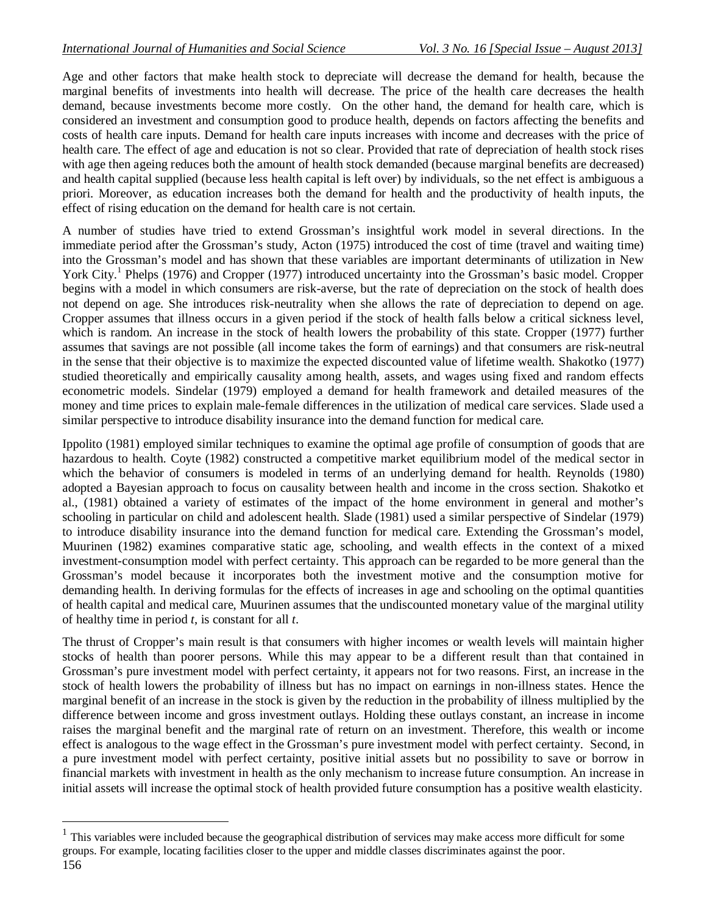Age and other factors that make health stock to depreciate will decrease the demand for health, because the marginal benefits of investments into health will decrease. The price of the health care decreases the health demand, because investments become more costly. On the other hand, the demand for health care, which is considered an investment and consumption good to produce health, depends on factors affecting the benefits and costs of health care inputs. Demand for health care inputs increases with income and decreases with the price of health care. The effect of age and education is not so clear. Provided that rate of depreciation of health stock rises with age then ageing reduces both the amount of health stock demanded (because marginal benefits are decreased) and health capital supplied (because less health capital is left over) by individuals, so the net effect is ambiguous a priori. Moreover, as education increases both the demand for health and the productivity of health inputs, the effect of rising education on the demand for health care is not certain.

A number of studies have tried to extend Grossman's insightful work model in several directions. In the immediate period after the Grossman's study, Acton (1975) introduced the cost of time (travel and waiting time) into the Grossman's model and has shown that these variables are important determinants of utilization in New York City.[1] Phelps (1976) and Cropper (1977) introduced uncertainty into the Grossman's basic model. Cropper begins with a model in which consumers are risk-averse, but the rate of depreciation on the stock of health does not depend on age. She introduces risk-neutrality when she allows the rate of depreciation to depend on age. Cropper assumes that illness occurs in a given period if the stock of health falls below a critical sickness level, which is random. An increase in the stock of health lowers the probability of this state. Cropper (1977) further assumes that savings are not possible (all income takes the form of earnings) and that consumers are risk-neutral in the sense that their objective is to maximize the expected discounted value of lifetime wealth. Shakotko (1977) studied theoretically and empirically causality among health, assets, and wages using fixed and random effects econometric models. Sindelar (1979) employed a demand for health framework and detailed measures of the money and time prices to explain male-female differences in the utilization of medical care services. Slade used a similar perspective to introduce disability insurance into the demand function for medical care.

Ippolito (1981) employed similar techniques to examine the optimal age profile of consumption of goods that are hazardous to health. Coyte (1982) constructed a competitive market equilibrium model of the medical sector in which the behavior of consumers is modeled in terms of an underlying demand for health. Reynolds (1980) adopted a Bayesian approach to focus on causality between health and income in the cross section. Shakotko et al., (1981) obtained a variety of estimates of the impact of the home environment in general and mother's schooling in particular on child and adolescent health. Slade (1981) used a similar perspective of Sindelar (1979) to introduce disability insurance into the demand function for medical care. Extending the Grossman's model, Muurinen (1982) examines comparative static age, schooling, and wealth effects in the context of a mixed investment-consumption model with perfect certainty. This approach can be regarded to be more general than the Grossman's model because it incorporates both the investment motive and the consumption motive for demanding health. In deriving formulas for the effects of increases in age and schooling on the optimal quantities of health capital and medical care, Muurinen assumes that the undiscounted monetary value of the marginal utility of healthy time in period $t$, is constant for all $t$.

The thrust of Cropper's main result is that consumers with higher incomes or wealth levels will maintain higher stocks of health than poorer persons. While this may appear to be a different result than that contained in Grossman's pure investment model with perfect certainty, it appears not for two reasons. First, an increase in the stock of health lowers the probability of illness but has no impact on earnings in non-illness states. Hence the marginal benefit of an increase in the stock is given by the reduction in the probability of illness multiplied by the difference between income and gross investment outlays. Holding these outlays constant, an increase in income raises the marginal benefit and the marginal rate of return on an investment. Therefore, this wealth or income effect is analogous to the wage effect in the Grossman's pure investment model with perfect certainty. Second, in a pure investment model with perfect certainty, positive initial assets but no possibility to save or borrow in financial markets with investment in health as the only mechanism to increase future consumption. An increase in initial assets will increase the optimal stock of health provided future consumption has a positive wealth elasticity.

[1] This variables were included because the geographical distribution of services may make access more difficult for some groups. For example, locating facilities closer to the upper and middle classes discriminates against the poor.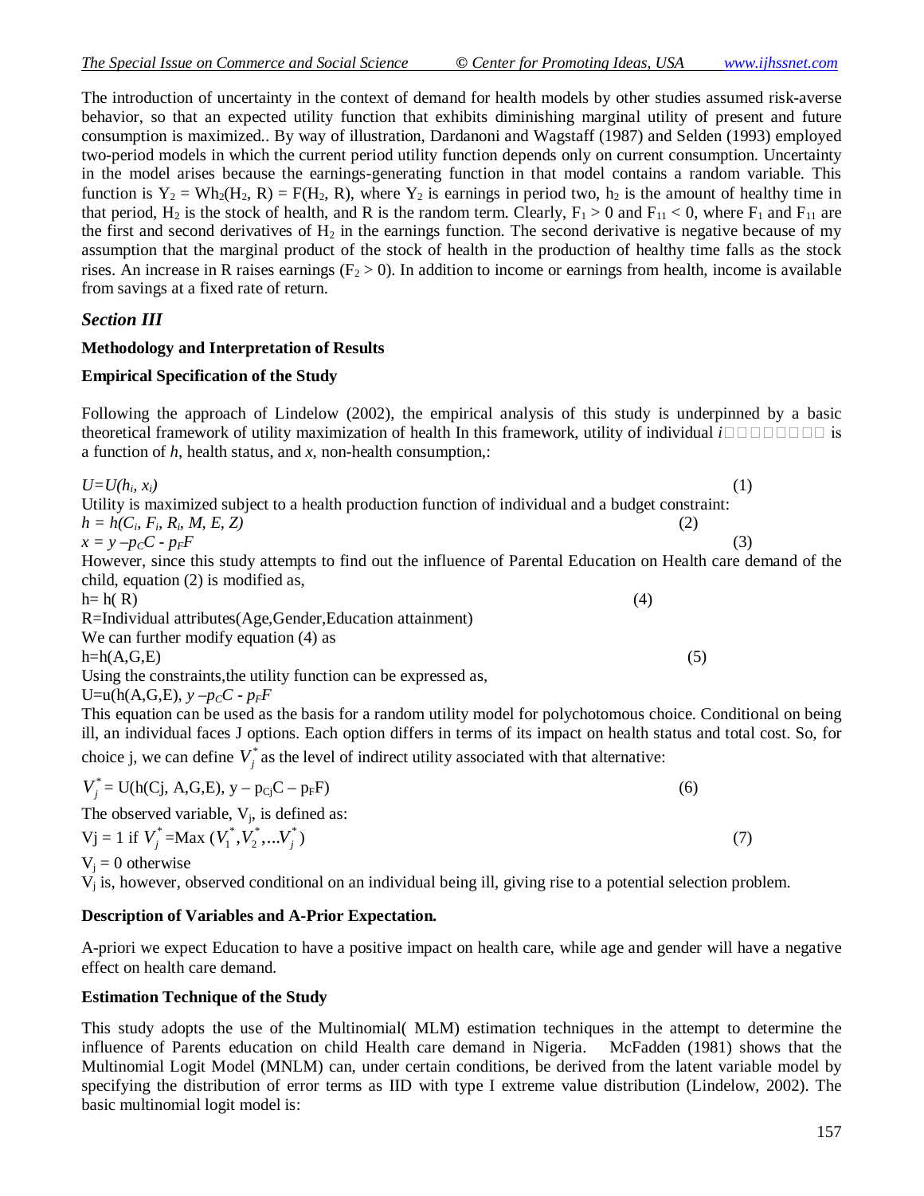The introduction of uncertainty in the context of demand for health models by other studies assumed risk-averse behavior, so that an expected utility function that exhibits diminishing marginal utility of present and future consumption is maximized.. By way of illustration, Dardanoni and Wagstaff (1987) and Selden (1993) employed two-period models in which the current period utility function depends only on current consumption. Uncertainty in the model arises because the earnings-generating function in that model contains a random variable. This function is $Y_2 = Wh_2(H_2, R) = F(H_2, R)$, where $Y_2$ is earnings in period two, $h_2$ is the amount of healthy time in that period, $H_2$ is the stock of health, and R is the random term. Clearly, $F_1 > 0$ and $F_{11} < 0$, where $F_1$ and $F_{11}$ are the first and second derivatives of $H_2$ in the earnings function. The second derivative is negative because of my assumption that the marginal product of the stock of health in the production of healthy time falls as the stock rises. An increase in R raises earnings ($F_2 > 0$). In addition to income or earnings from health, income is available from savings at a fixed rate of return.

## *Section III*

### Methodology and Interpretation of Results

### Empirical Specification of the Study

Following the approach of Lindelow (2002), the empirical analysis of this study is underpinned by a basic theoretical framework of utility maximization of health In this framework, utility of individual *i* is a function of *h*, health status, and *x*, non-health consumption,:

$$U=U(h_i, x_i) \tag{1}$$

Utility is maximized subject to a health production function of individual and a budget constraint:

$$h = h(C_i, F_i, R_i, M, E, Z) \tag{2}$$

$$x = y - p_C C - p_F F \tag{3}$$

However, since this study attempts to find out the influence of Parental Education on Health care demand of the child, equation (2) is modified as,

$$h= h( R) \tag{4}$$

R=Individual attributes(Age,Gender,Education attainment)

We can further modify equation (4) as

$$h=h(A,G,E) \tag{5}$$

Using the constraints,the utility function can be expressed as,

$$U=u(h(A,G,E), y - p_C C - p_F F$$

This equation can be used as the basis for a random utility model for polychotomous choice. Conditional on being ill, an individual faces J options. Each option differs in terms of its impact on health status and total cost. So, for choice j, we can define $V_j^*$ as the level of indirect utility associated with that alternative:

$$V_j^* = U(h(Cj, A,G,E), y - p_{Cj}C - p_F F) \tag{6}$$

The observed variable, $V_j$, is defined as:

$$Vj = 1 \text{ if } V_j^* = \text{Max}(V_1^*, V_2^*, \ldots V_j^*) \tag{7}$$

$V_j = 0$ otherwise

$V_j$ is, however, observed conditional on an individual being ill, giving rise to a potential selection problem.

### Description of Variables and A-Prior Expectation.

A-priori we expect Education to have a positive impact on health care, while age and gender will have a negative effect on health care demand.

### Estimation Technique of the Study

This study adopts the use of the Multinomial( MLM) estimation techniques in the attempt to determine the influence of Parents education on child Health care demand in Nigeria. McFadden (1981) shows that the Multinomial Logit Model (MNLM) can, under certain conditions, be derived from the latent variable model by specifying the distribution of error terms as IID with type I extreme value distribution (Lindelow, 2002). The basic multinomial logit model is: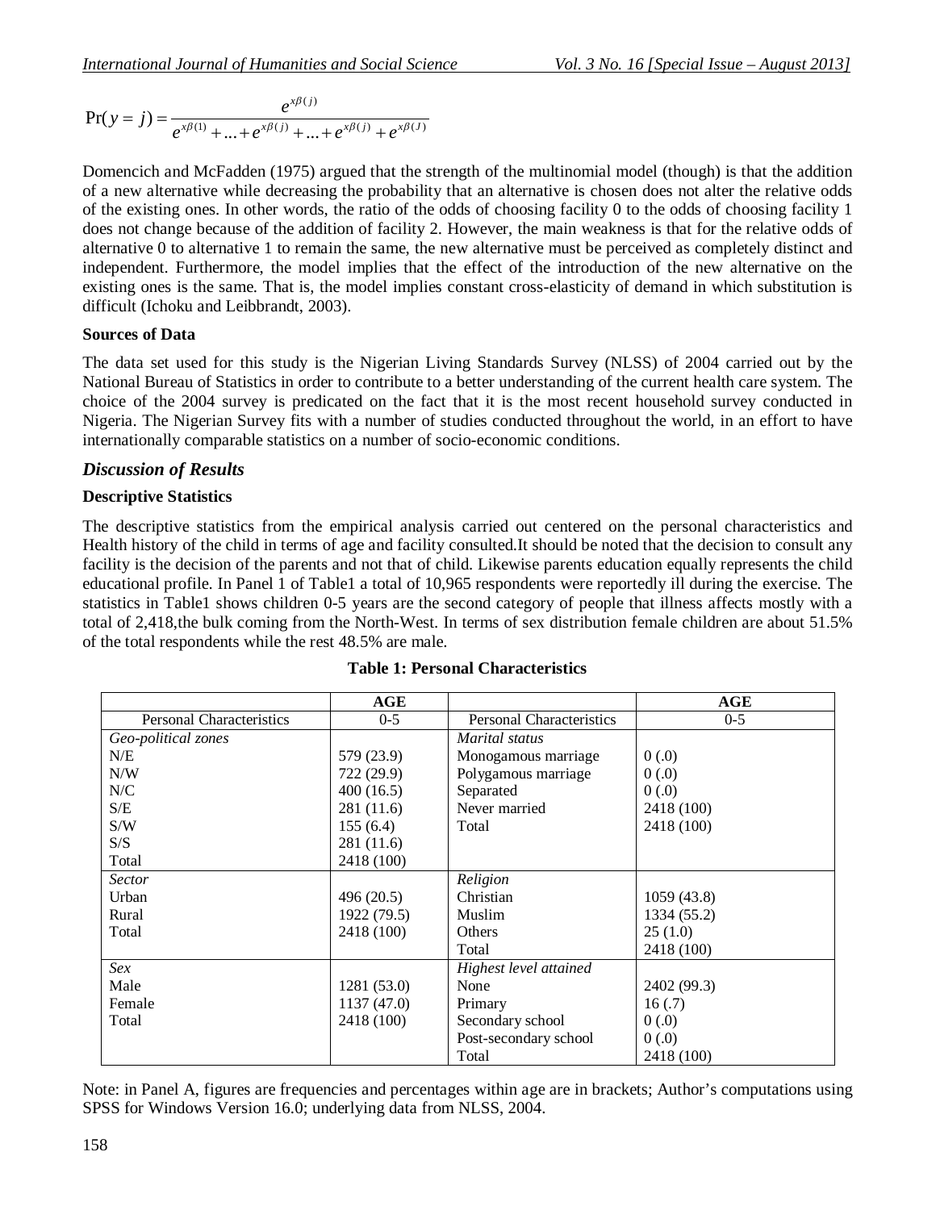$$\Pr(y = j) = \frac{e^{x\beta(j)}}{e^{x\beta(1)} + ... + e^{x\beta(j)} + ... + e^{x\beta(j)} + e^{x\beta(J)}}$$

Domencich and McFadden (1975) argued that the strength of the multinomial model (though) is that the addition of a new alternative while decreasing the probability that an alternative is chosen does not alter the relative odds of the existing ones. In other words, the ratio of the odds of choosing facility 0 to the odds of choosing facility 1 does not change because of the addition of facility 2. However, the main weakness is that for the relative odds of alternative 0 to alternative 1 to remain the same, the new alternative must be perceived as completely distinct and independent. Furthermore, the model implies that the effect of the introduction of the new alternative on the existing ones is the same. That is, the model implies constant cross-elasticity of demand in which substitution is difficult (Ichoku and Leibbrandt, 2003).

**Sources of Data**

The data set used for this study is the Nigerian Living Standards Survey (NLSS) of 2004 carried out by the National Bureau of Statistics in order to contribute to a better understanding of the current health care system. The choice of the 2004 survey is predicated on the fact that it is the most recent household survey conducted in Nigeria. The Nigerian Survey fits with a number of studies conducted throughout the world, in an effort to have internationally comparable statistics on a number of socio-economic conditions.

## *Discussion of Results*

**Descriptive Statistics**

The descriptive statistics from the empirical analysis carried out centered on the personal characteristics and Health history of the child in terms of age and facility consulted.It should be noted that the decision to consult any facility is the decision of the parents and not that of child. Likewise parents education equally represents the child educational profile. In Panel 1 of Table1 a total of 10,965 respondents were reportedly ill during the exercise. The statistics in Table1 shows children 0-5 years are the second category of people that illness affects mostly with a total of 2,418,the bulk coming from the North-West. In terms of sex distribution female children are about 51.5% of the total respondents while the rest 48.5% are male.

**Table 1: Personal Characteristics**

| | AGE | | AGE |
|---|---|---|---|
| Personal Characteristics | 0-5 | Personal Characteristics | 0-5 |
| *Geo-political zones* | | *Marital status* | |
| N/E | 579 (23.9) | Monogamous marriage | 0 (.0) |
| N/W | 722 (29.9) | Polygamous marriage | 0 (.0) |
| N/C | 400 (16.5) | Separated | 0 (.0) |
| S/E | 281 (11.6) | Never married | 2418 (100) |
| S/W | 155 (6.4) | Total | 2418 (100) |
| S/S | 281 (11.6) | | |
| Total | 2418 (100) | | |
| *Sector* | | *Religion* | |
| Urban | 496 (20.5) | Christian | 1059 (43.8) |
| Rural | 1922 (79.5) | Muslim | 1334 (55.2) |
| Total | 2418 (100) | Others | 25 (1.0) |
| | | Total | 2418 (100) |
| *Sex* | | *Highest level attained* | |
| Male | 1281 (53.0) | None | 2402 (99.3) |
| Female | 1137 (47.0) | Primary | 16 (.7) |
| Total | 2418 (100) | Secondary school | 0 (.0) |
| | | Post-secondary school | 0 (.0) |
| | | Total | 2418 (100) |

Note: in Panel A, figures are frequencies and percentages within age are in brackets; Author's computations using SPSS for Windows Version 16.0; underlying data from NLSS, 2004.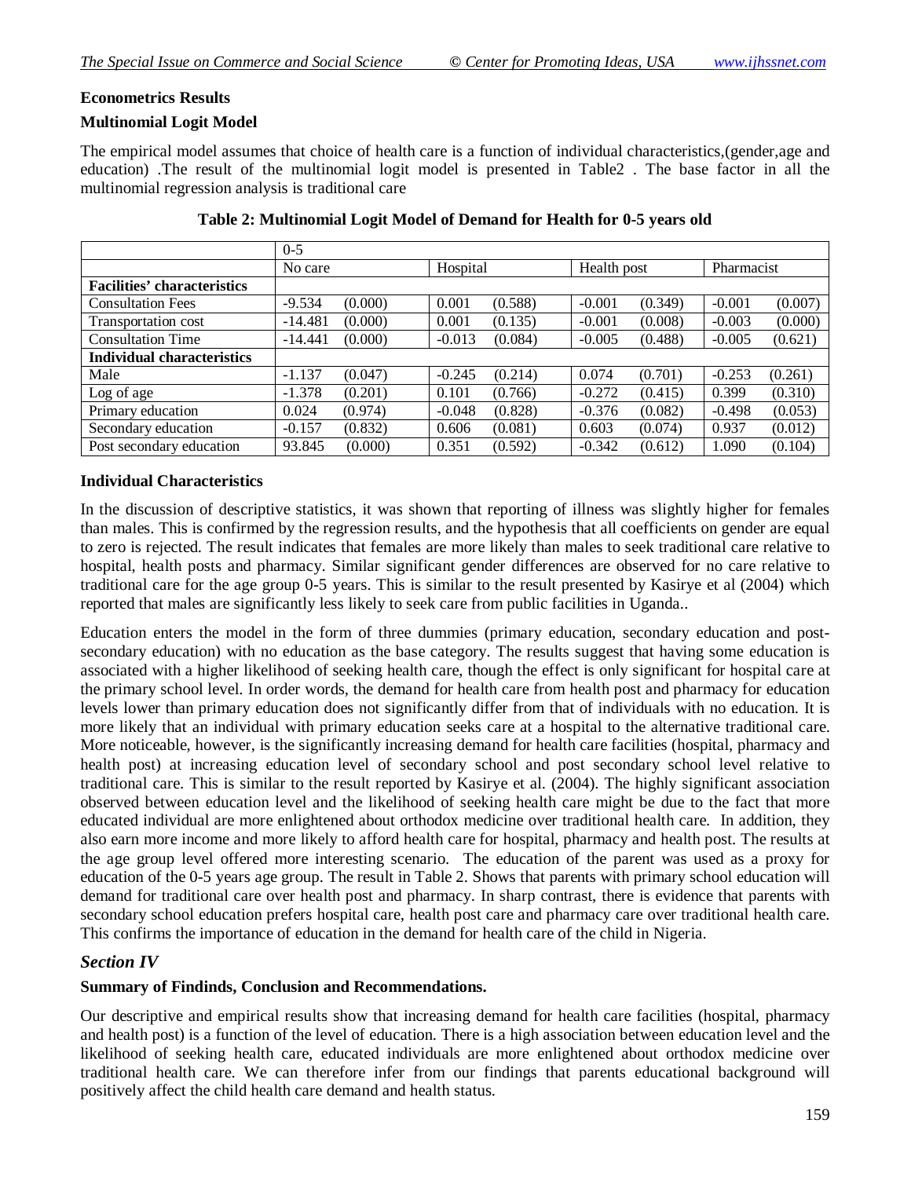**Econometrics Results**

**Multinomial Logit Model**

The empirical model assumes that choice of health care is a function of individual characteristics,(gender,age and education) .The result of the multinomial logit model is presented in Table2 . The base factor in all the multinomial regression analysis is traditional care

**Table 2: Multinomial Logit Model of Demand for Health for 0-5 years old**

| | 0-5 | | | | | | | |
|---|---|---|---|---|---|---|---|---|
| | No care | | Hospital | | Health post | | Pharmacist | |
| **Facilities' characteristics** | | | | | | | | |
| Consultation Fees | -9.534 | (0.000) | 0.001 | (0.588) | -0.001 | (0.349) | -0.001 | (0.007) |
| Transportation cost | -14.481 | (0.000) | 0.001 | (0.135) | -0.001 | (0.008) | -0.003 | (0.000) |
| Consultation Time | -14.441 | (0.000) | -0.013 | (0.084) | -0.005 | (0.488) | -0.005 | (0.621) |
| **Individual characteristics** | | | | | | | | |
| Male | -1.137 | (0.047) | -0.245 | (0.214) | 0.074 | (0.701) | -0.253 | (0.261) |
| Log of age | -1.378 | (0.201) | 0.101 | (0.766) | -0.272 | (0.415) | 0.399 | (0.310) |
| Primary education | 0.024 | (0.974) | -0.048 | (0.828) | -0.376 | (0.082) | -0.498 | (0.053) |
| Secondary education | -0.157 | (0.832) | 0.606 | (0.081) | 0.603 | (0.074) | 0.937 | (0.012) |
| Post secondary education | 93.845 | (0.000) | 0.351 | (0.592) | -0.342 | (0.612) | 1.090 | (0.104) |

**Individual Characteristics**

In the discussion of descriptive statistics, it was shown that reporting of illness was slightly higher for females than males. This is confirmed by the regression results, and the hypothesis that all coefficients on gender are equal to zero is rejected. The result indicates that females are more likely than males to seek traditional care relative to hospital, health posts and pharmacy. Similar significant gender differences are observed for no care relative to traditional care for the age group 0-5 years. This is similar to the result presented by Kasirye et al (2004) which reported that males are significantly less likely to seek care from public facilities in Uganda..

Education enters the model in the form of three dummies (primary education, secondary education and post-secondary education) with no education as the base category. The results suggest that having some education is associated with a higher likelihood of seeking health care, though the effect is only significant for hospital care at the primary school level. In order words, the demand for health care from health post and pharmacy for education levels lower than primary education does not significantly differ from that of individuals with no education. It is more likely that an individual with primary education seeks care at a hospital to the alternative traditional care. More noticeable, however, is the significantly increasing demand for health care facilities (hospital, pharmacy and health post) at increasing education level of secondary school and post secondary school level relative to traditional care. This is similar to the result reported by Kasirye et al. (2004). The highly significant association observed between education level and the likelihood of seeking health care might be due to the fact that more educated individual are more enlightened about orthodox medicine over traditional health care. In addition, they also earn more income and more likely to afford health care for hospital, pharmacy and health post. The results at the age group level offered more interesting scenario. The education of the parent was used as a proxy for education of the 0-5 years age group. The result in Table 2. Shows that parents with primary school education will demand for traditional care over health post and pharmacy. In sharp contrast, there is evidence that parents with secondary school education prefers hospital care, health post care and pharmacy care over traditional health care. This confirms the importance of education in the demand for health care of the child in Nigeria.

## *Section IV*

**Summary of Findinds, Conclusion and Recommendations.**

Our descriptive and empirical results show that increasing demand for health care facilities (hospital, pharmacy and health post) is a function of the level of education. There is a high association between education level and the likelihood of seeking health care, educated individuals are more enlightened about orthodox medicine over traditional health care. We can therefore infer from our findings that parents educational background will positively affect the child health care demand and health status.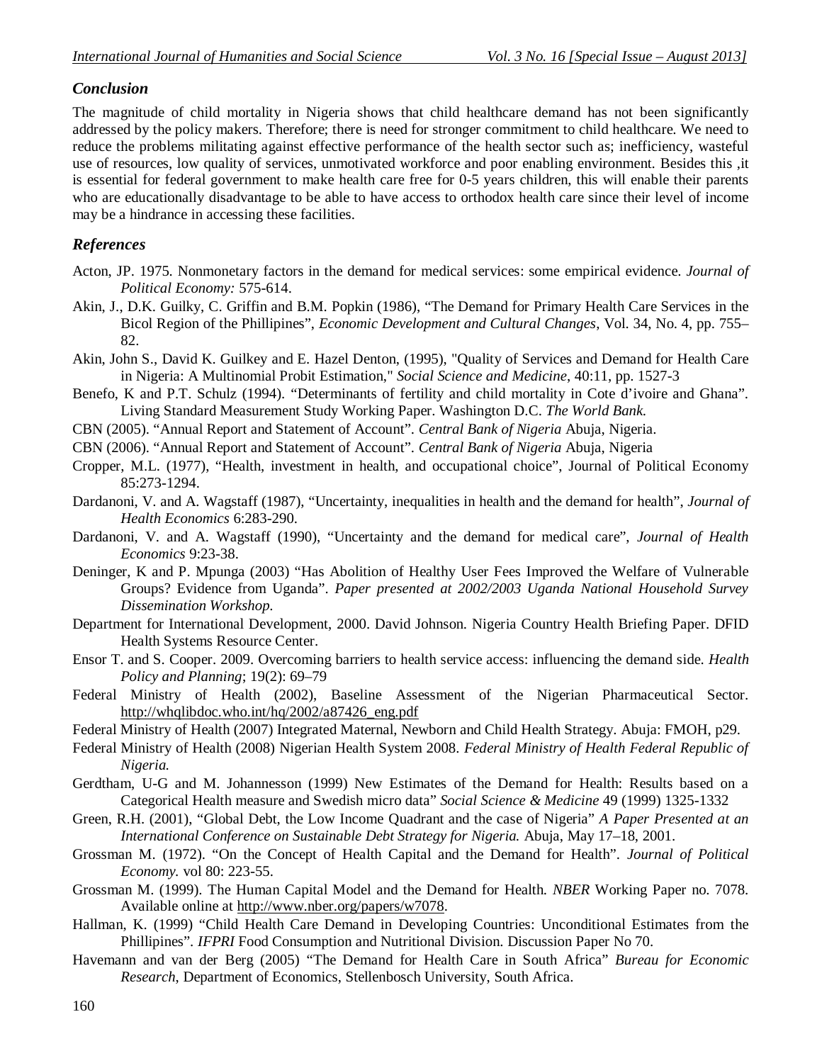## *Conclusion*

The magnitude of child mortality in Nigeria shows that child healthcare demand has not been significantly addressed by the policy makers. Therefore; there is need for stronger commitment to child healthcare. We need to reduce the problems militating against effective performance of the health sector such as; inefficiency, wasteful use of resources, low quality of services, unmotivated workforce and poor enabling environment. Besides this ,it is essential for federal government to make health care free for 0-5 years children, this will enable their parents who are educationally disadvantage to be able to have access to orthodox health care since their level of income may be a hindrance in accessing these facilities.

## *References*

Acton, JP. 1975. Nonmonetary factors in the demand for medical services: some empirical evidence. *Journal of Political Economy:* 575-614.

Akin, J., D.K. Guilky, C. Griffin and B.M. Popkin (1986), "The Demand for Primary Health Care Services in the Bicol Region of the Phillipines", *Economic Development and Cultural Changes*, Vol. 34, No. 4, pp. 755–82.

Akin, John S., David K. Guilkey and E. Hazel Denton, (1995), "Quality of Services and Demand for Health Care in Nigeria: A Multinomial Probit Estimation," *Social Science and Medicine*, 40:11, pp. 1527-3

Benefo, K and P.T. Schulz (1994). "Determinants of fertility and child mortality in Cote d'ivoire and Ghana". Living Standard Measurement Study Working Paper. Washington D.C. *The World Bank.*

CBN (2005). "Annual Report and Statement of Account". *Central Bank of Nigeria* Abuja, Nigeria.

CBN (2006). "Annual Report and Statement of Account". *Central Bank of Nigeria* Abuja, Nigeria

Cropper, M.L. (1977), "Health, investment in health, and occupational choice", Journal of Political Economy 85:273-1294.

Dardanoni, V. and A. Wagstaff (1987), "Uncertainty, inequalities in health and the demand for health", *Journal of Health Economics* 6:283-290.

Dardanoni, V. and A. Wagstaff (1990), "Uncertainty and the demand for medical care", *Journal of Health Economics* 9:23-38.

Deninger, K and P. Mpunga (2003) "Has Abolition of Healthy User Fees Improved the Welfare of Vulnerable Groups? Evidence from Uganda". *Paper presented at 2002/2003 Uganda National Household Survey Dissemination Workshop.*

Department for International Development, 2000. David Johnson. Nigeria Country Health Briefing Paper. DFID Health Systems Resource Center.

Ensor T. and S. Cooper. 2009. Overcoming barriers to health service access: influencing the demand side. *Health Policy and Planning*; 19(2): 69–79

Federal Ministry of Health (2002), Baseline Assessment of the Nigerian Pharmaceutical Sector. http://whqlibdoc.who.int/hq/2002/a87426_eng.pdf

Federal Ministry of Health (2007) Integrated Maternal, Newborn and Child Health Strategy. Abuja: FMOH, p29.

Federal Ministry of Health (2008) Nigerian Health System 2008. *Federal Ministry of Health Federal Republic of Nigeria.*

Gerdtham, U-G and M. Johannesson (1999) New Estimates of the Demand for Health: Results based on a Categorical Health measure and Swedish micro data" *Social Science & Medicine* 49 (1999) 1325-1332

Green, R.H. (2001), "Global Debt, the Low Income Quadrant and the case of Nigeria" *A Paper Presented at an International Conference on Sustainable Debt Strategy for Nigeria.* Abuja, May 17–18, 2001.

Grossman M. (1972). "On the Concept of Health Capital and the Demand for Health". *Journal of Political Economy.* vol 80: 223-55.

Grossman M. (1999). The Human Capital Model and the Demand for Health. *NBER* Working Paper no. 7078. Available online at http://www.nber.org/papers/w7078.

Hallman, K. (1999) "Child Health Care Demand in Developing Countries: Unconditional Estimates from the Phillipines". *IFPRI* Food Consumption and Nutritional Division. Discussion Paper No 70.

Havemann and van der Berg (2005) "The Demand for Health Care in South Africa" *Bureau for Economic Research*, Department of Economics, Stellenbosch University, South Africa.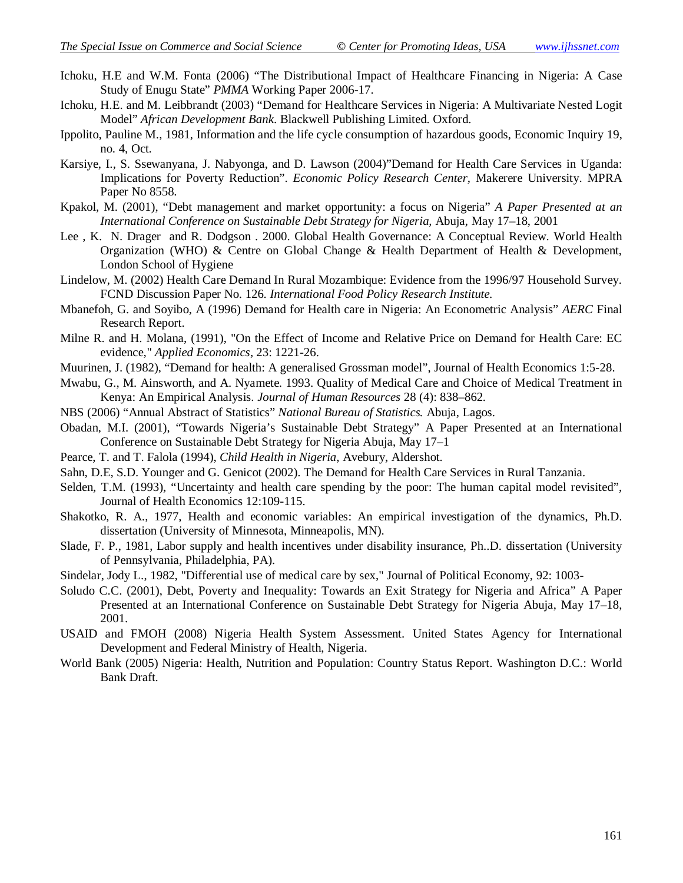Ichoku, H.E and W.M. Fonta (2006) "The Distributional Impact of Healthcare Financing in Nigeria: A Case Study of Enugu State" *PMMA* Working Paper 2006-17.

Ichoku, H.E. and M. Leibbrandt (2003) "Demand for Healthcare Services in Nigeria: A Multivariate Nested Logit Model" *African Development Bank*. Blackwell Publishing Limited. Oxford.

Ippolito, Pauline M., 1981, Information and the life cycle consumption of hazardous goods, Economic Inquiry 19, no. 4, Oct.

Karsiye, I., S. Ssewanyana, J. Nabyonga, and D. Lawson (2004)"Demand for Health Care Services in Uganda: Implications for Poverty Reduction". *Economic Policy Research Center*, Makerere University. MPRA Paper No 8558.

Kpakol, M. (2001), "Debt management and market opportunity: a focus on Nigeria" *A Paper Presented at an International Conference on Sustainable Debt Strategy for Nigeria,* Abuja, May 17–18, 2001

Lee , K. N. Drager and R. Dodgson . 2000. Global Health Governance: A Conceptual Review. World Health Organization (WHO) & Centre on Global Change & Health Department of Health & Development, London School of Hygiene

Lindelow, M. (2002) Health Care Demand In Rural Mozambique: Evidence from the 1996/97 Household Survey. FCND Discussion Paper No. 126. *International Food Policy Research Institute.*

Mbanefoh, G. and Soyibo, A (1996) Demand for Health care in Nigeria: An Econometric Analysis" *AERC* Final Research Report.

Milne R. and H. Molana, (1991), "On the Effect of Income and Relative Price on Demand for Health Care: EC evidence," *Applied Economics*, 23: 1221-26.

Muurinen, J. (1982), "Demand for health: A generalised Grossman model", Journal of Health Economics 1:5-28.

Mwabu, G., M. Ainsworth, and A. Nyamete. 1993. Quality of Medical Care and Choice of Medical Treatment in Kenya: An Empirical Analysis. *Journal of Human Resources* 28 (4): 838–862.

NBS (2006) "Annual Abstract of Statistics" *National Bureau of Statistics.* Abuja, Lagos.

Obadan, M.I. (2001), "Towards Nigeria's Sustainable Debt Strategy" A Paper Presented at an International Conference on Sustainable Debt Strategy for Nigeria Abuja, May 17–1

Pearce, T. and T. Falola (1994), *Child Health in Nigeria,* Avebury, Aldershot.

Sahn, D.E, S.D. Younger and G. Genicot (2002). The Demand for Health Care Services in Rural Tanzania.

Selden, T.M. (1993), "Uncertainty and health care spending by the poor: The human capital model revisited", Journal of Health Economics 12:109-115.

Shakotko, R. A., 1977, Health and economic variables: An empirical investigation of the dynamics, Ph.D. dissertation (University of Minnesota, Minneapolis, MN).

Slade, F. P., 1981, Labor supply and health incentives under disability insurance, Ph..D. dissertation (University of Pennsylvania, Philadelphia, PA).

Sindelar, Jody L., 1982, "Differential use of medical care by sex," Journal of Political Economy, 92: 1003-

Soludo C.C. (2001), Debt, Poverty and Inequality: Towards an Exit Strategy for Nigeria and Africa" A Paper Presented at an International Conference on Sustainable Debt Strategy for Nigeria Abuja, May 17–18, 2001.

USAID and FMOH (2008) Nigeria Health System Assessment. United States Agency for International Development and Federal Ministry of Health, Nigeria.

World Bank (2005) Nigeria: Health, Nutrition and Population: Country Status Report. Washington D.C.: World Bank Draft.